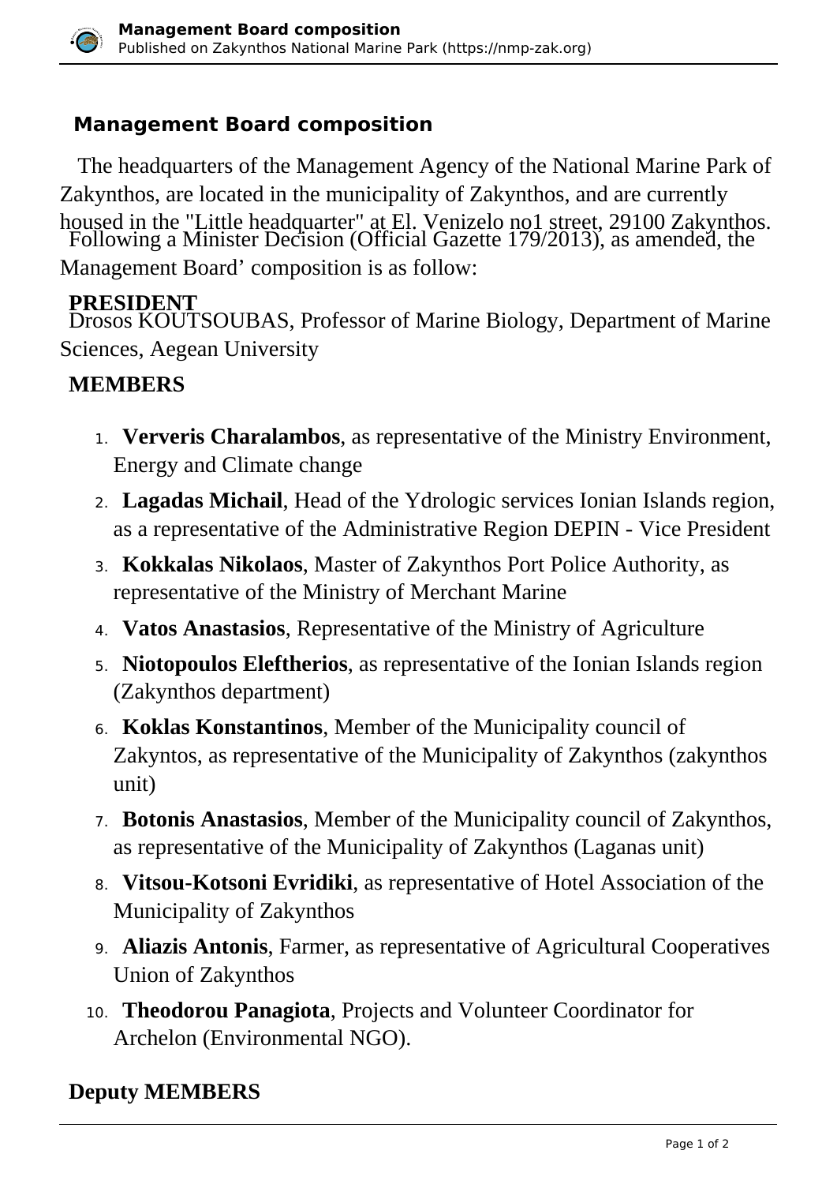# Management Board composition

The headquarters of the Management Agency of the National Marine Park of Zakynthos, are located in the municipality of Zakynthos, and are currently housed in the "Little headquarter" at El. Venizelo no1 street, 29100 Zakynthos.

Following a Minister Decision (Official Gazette 179/2013), as amended, the Management Board' composition is as follow:

**PRESIDENT**

Drosos KOUTSOUBAS, Professor of Marine Biology, Department of Marine Sciences, Aegean University

**MEMBERS**

1. **Ververis Charalambos**, as representative of the Ministry Environment, Energy and Climate change
2. **Lagadas Michail**, Head of the Ydrologic services Ionian Islands region, as a representative of the Administrative Region DEPIN - Vice President
3. **Kokkalas Nikolaos**, Master of Zakynthos Port Police Authority, as representative of the Ministry of Merchant Marine
4. **Vatos Anastasios**, Representative of the Ministry of Agriculture
5. **Niotopoulos Eleftherios**, as representative of the Ionian Islands region (Zakynthos department)
6. **Koklas Konstantinos**, Member of the Municipality council of Zakyntos, as representative of the Municipality of Zakynthos (zakynthos unit)
7. **Botonis Anastasios**, Member of the Municipality council of Zakynthos, as representative of the Municipality of Zakynthos (Laganas unit)
8. **Vitsou-Kotsoni Evridiki**, as representative of Hotel Association of the Municipality of Zakynthos
9. **Aliazis Antonis**, Farmer, as representative of Agricultural Cooperatives Union of Zakynthos
10. **Theodorou Panagiota**, Projects and Volunteer Coordinator for Archelon (Environmental NGO).

**Deputy MEMBERS**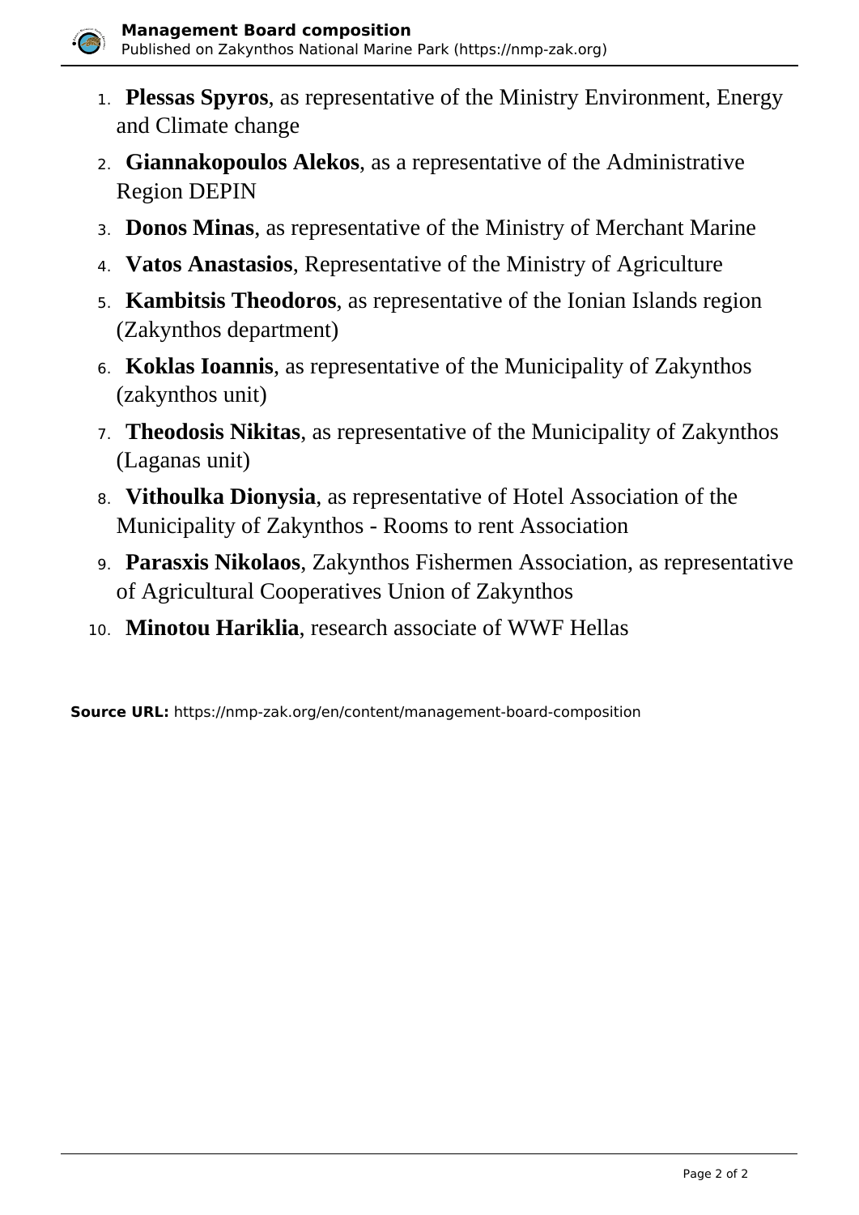1. **Plessas Spyros**, as representative of the Ministry Environment, Energy and Climate change
2. **Giannakopoulos Alekos**, as a representative of the Administrative Region DEPIN
3. **Donos Minas**, as representative of the Ministry of Merchant Marine
4. **Vatos Anastasios**, Representative of the Ministry of Agriculture
5. **Kambitsis Theodoros**, as representative of the Ionian Islands region (Zakynthos department)
6. **Koklas Ioannis**, as representative of the Municipality of Zakynthos (zakynthos unit)
7. **Theodosis Nikitas**, as representative of the Municipality of Zakynthos (Laganas unit)
8. **Vithoulka Dionysia**, as representative of Hotel Association of the Municipality of Zakynthos - Rooms to rent Association
9. **Parasxis Nikolaos**, Zakynthos Fishermen Association, as representative of Agricultural Cooperatives Union of Zakynthos
10. **Minotou Hariklia**, research associate of WWF Hellas

**Source URL:** https://nmp-zak.org/en/content/management-board-composition